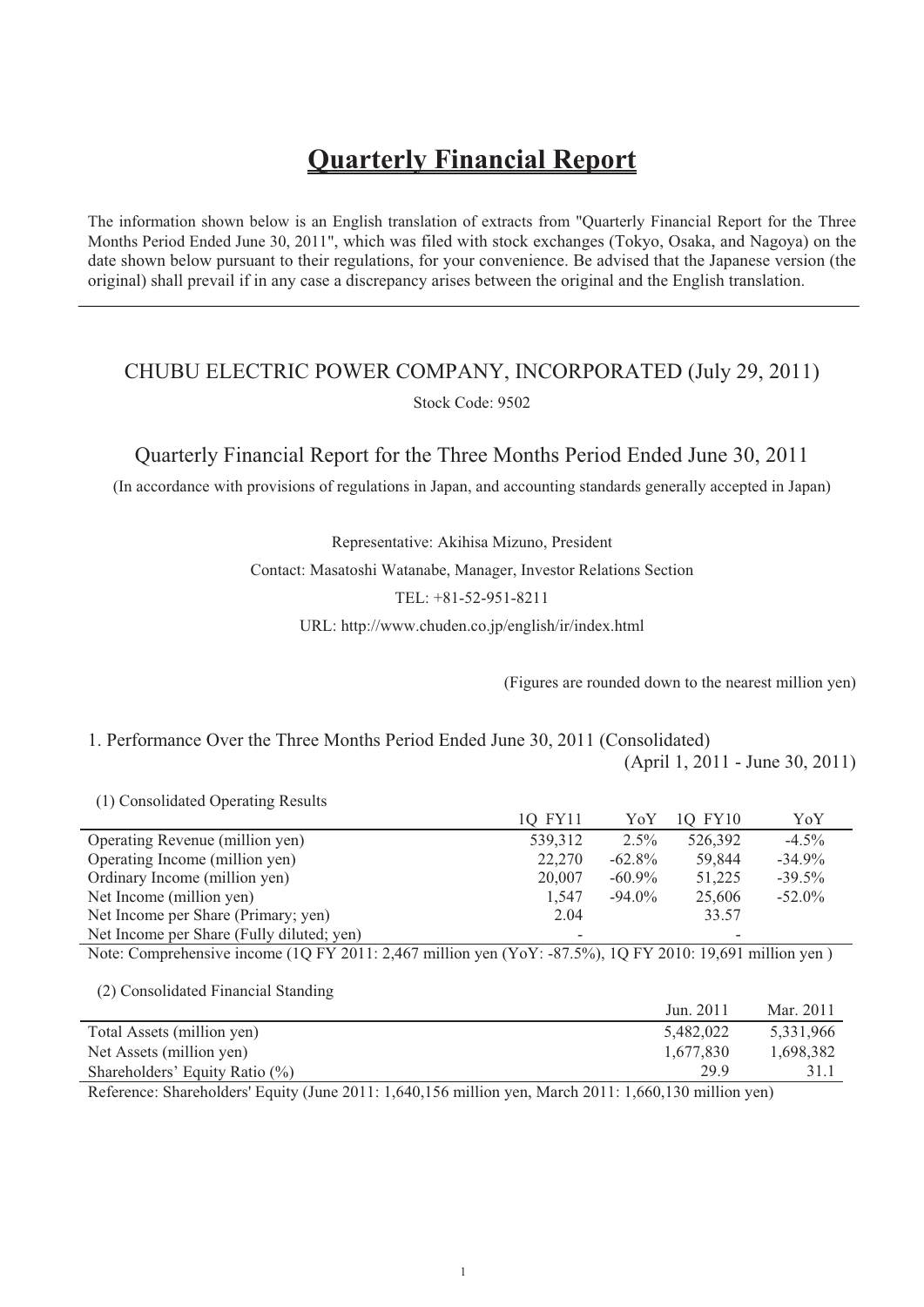# Quarterly Financial Report

The information shown below is an English translation of extracts from "Quarterly Financial Report for the Three Months Period Ended June 30, 2011", which was filed with stock exchanges (Tokyo, Osaka, and Nagoya) on the date shown below pursuant to their regulations, for your convenience. Be advised that the Japanese version (the original) shall prevail if in any case a discrepancy arises between the original and the English translation.

---

## CHUBU ELECTRIC POWER COMPANY, INCORPORATED (July 29, 2011)

Stock Code: 9502

## Quarterly Financial Report for the Three Months Period Ended June 30, 2011

(In accordance with provisions of regulations in Japan, and accounting standards generally accepted in Japan)

Representative: Akihisa Mizuno, President

Contact: Masatoshi Watanabe, Manager, Investor Relations Section

TEL: +81-52-951-8211

URL: http://www.chuden.co.jp/english/ir/index.html

(Figures are rounded down to the nearest million yen)

### 1. Performance Over the Three Months Period Ended June 30, 2011 (Consolidated)

(April 1, 2011 - June 30, 2011)

(1) Consolidated Operating Results

| | 1Q FY11 | YoY | 1Q FY10 | YoY |
|---|---|---|---|---|
| Operating Revenue (million yen) | 539,312 | 2.5% | 526,392 | -4.5% |
| Operating Income (million yen) | 22,270 | -62.8% | 59,844 | -34.9% |
| Ordinary Income (million yen) | 20,007 | -60.9% | 51,225 | -39.5% |
| Net Income (million yen) | 1,547 | -94.0% | 25,606 | -52.0% |
| Net Income per Share (Primary; yen) | 2.04 | | 33.57 | |
| Net Income per Share (Fully diluted; yen) | - | | - | |

Note: Comprehensive income (1Q FY 2011: 2,467 million yen (YoY: -87.5%), 1Q FY 2010: 19,691 million yen )

(2) Consolidated Financial Standing

| | Jun. 2011 | Mar. 2011 |
|---|---|---|
| Total Assets (million yen) | 5,482,022 | 5,331,966 |
| Net Assets (million yen) | 1,677,830 | 1,698,382 |
| Shareholders' Equity Ratio (%) | 29.9 | 31.1 |

Reference: Shareholders' Equity (June 2011: 1,640,156 million yen, March 2011: 1,660,130 million yen)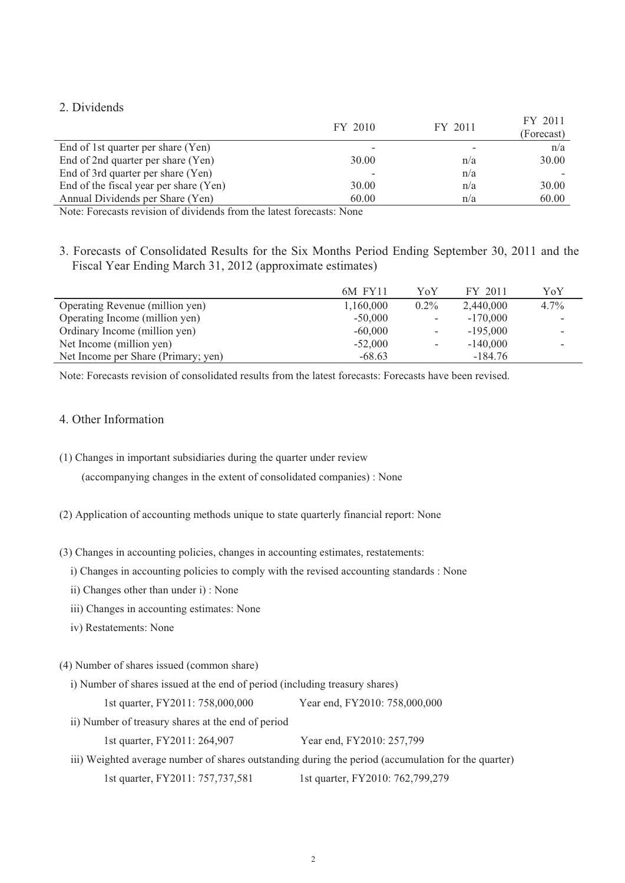## 2. Dividends

| | FY 2010 | FY 2011 | FY 2011 (Forecast) |
|---|---|---|---|
| End of 1st quarter per share (Yen) | - | - | n/a |
| End of 2nd quarter per share (Yen) | 30.00 | n/a | 30.00 |
| End of 3rd quarter per share (Yen) | - | n/a | - |
| End of the fiscal year per share (Yen) | 30.00 | n/a | 30.00 |
| Annual Dividends per Share (Yen) | 60.00 | n/a | 60.00 |

Note: Forecasts revision of dividends from the latest forecasts: None

## 3. Forecasts of Consolidated Results for the Six Months Period Ending September 30, 2011 and the Fiscal Year Ending March 31, 2012 (approximate estimates)

| | 6M FY11 | YoY | FY 2011 | YoY |
|---|---|---|---|---|
| Operating Revenue (million yen) | 1,160,000 | 0.2% | 2,440,000 | 4.7% |
| Operating Income (million yen) | -50,000 | - | -170,000 | - |
| Ordinary Income (million yen) | -60,000 | - | -195,000 | - |
| Net Income (million yen) | -52,000 | - | -140,000 | - |
| Net Income per Share (Primary; yen) | -68.63 | | -184.76 | |

Note: Forecasts revision of consolidated results from the latest forecasts: Forecasts have been revised.

## 4. Other Information

(1) Changes in important subsidiaries during the quarter under review

(accompanying changes in the extent of consolidated companies) : None

(2) Application of accounting methods unique to state quarterly financial report: None

(3) Changes in accounting policies, changes in accounting estimates, restatements:

i) Changes in accounting policies to comply with the revised accounting standards : None

ii) Changes other than under i) : None

iii) Changes in accounting estimates: None

iv) Restatements: None

(4) Number of shares issued (common share)

i) Number of shares issued at the end of period (including treasury shares)

1st quarter, FY2011: 758,000,000 Year end, FY2010: 758,000,000

ii) Number of treasury shares at the end of period

1st quarter, FY2011: 264,907 Year end, FY2010: 257,799

iii) Weighted average number of shares outstanding during the period (accumulation for the quarter)

1st quarter, FY2011: 757,737,581 1st quarter, FY2010: 762,799,279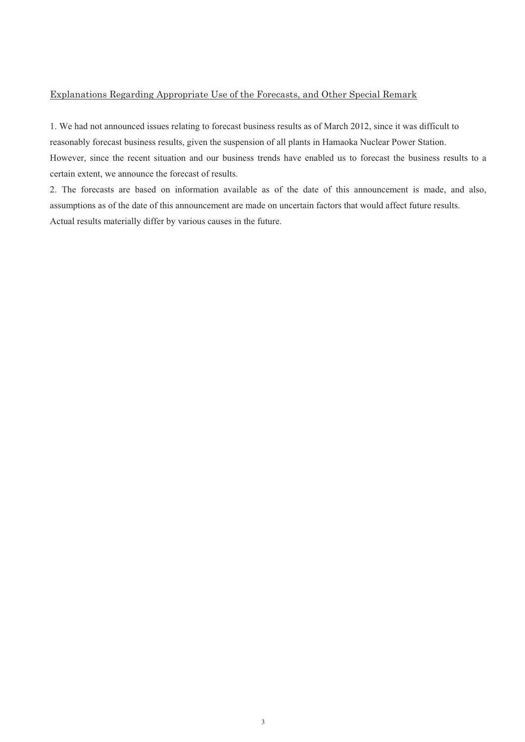<u>Explanations Regarding Appropriate Use of the Forecasts, and Other Special Remark</u>

1. We had not announced issues relating to forecast business results as of March 2012, since it was difficult to reasonably forecast business results, given the suspension of all plants in Hamaoka Nuclear Power Station.
However, since the recent situation and our business trends have enabled us to forecast the business results to a certain extent, we announce the forecast of results.

2. The forecasts are based on information available as of the date of this announcement is made, and also, assumptions as of the date of this announcement are made on uncertain factors that would affect future results.
Actual results materially differ by various causes in the future.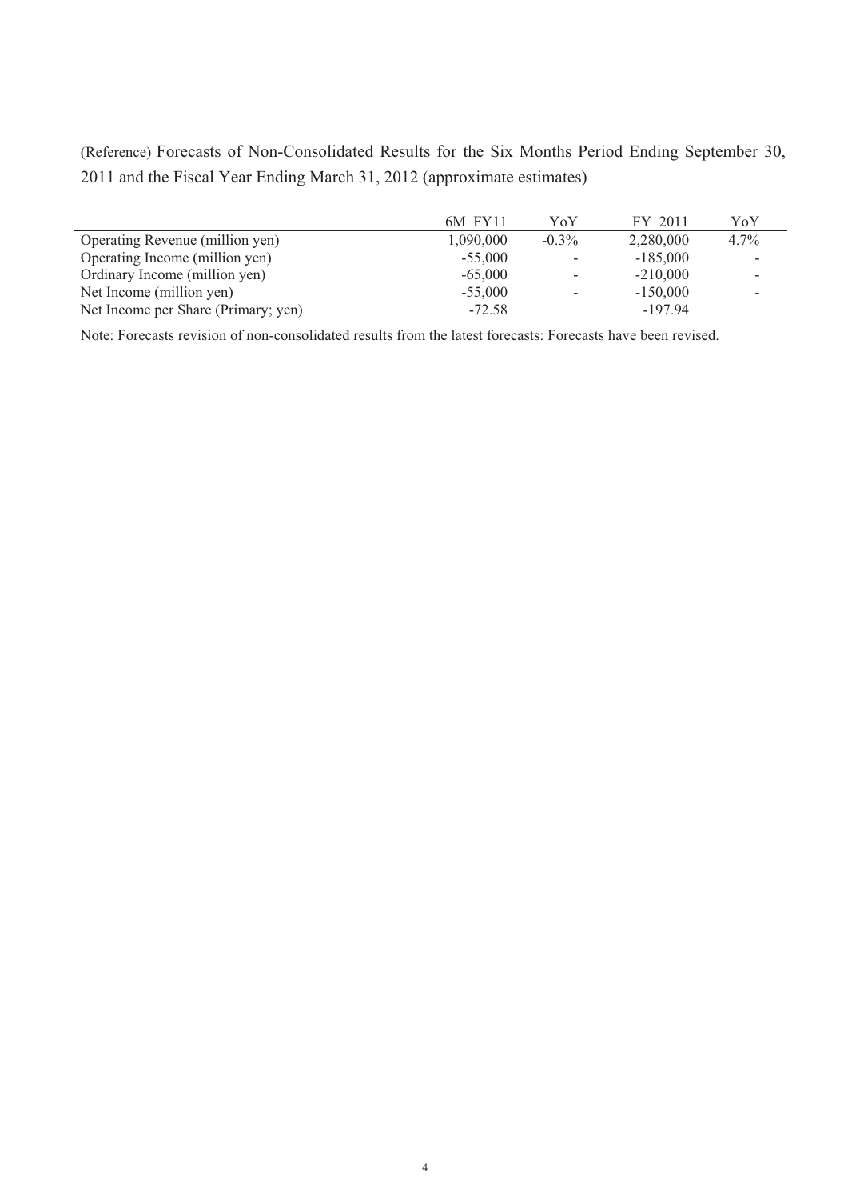(Reference) Forecasts of Non-Consolidated Results for the Six Months Period Ending September 30, 2011 and the Fiscal Year Ending March 31, 2012 (approximate estimates)

| | 6M FY11 | YoY | FY 2011 | YoY |
|---|---|---|---|---|
| Operating Revenue (million yen) | 1,090,000 | -0.3% | 2,280,000 | 4.7% |
| Operating Income (million yen) | -55,000 | - | -185,000 | - |
| Ordinary Income (million yen) | -65,000 | - | -210,000 | - |
| Net Income (million yen) | -55,000 | - | -150,000 | - |
| Net Income per Share (Primary; yen) | -72.58 | | -197.94 | |

Note: Forecasts revision of non-consolidated results from the latest forecasts: Forecasts have been revised.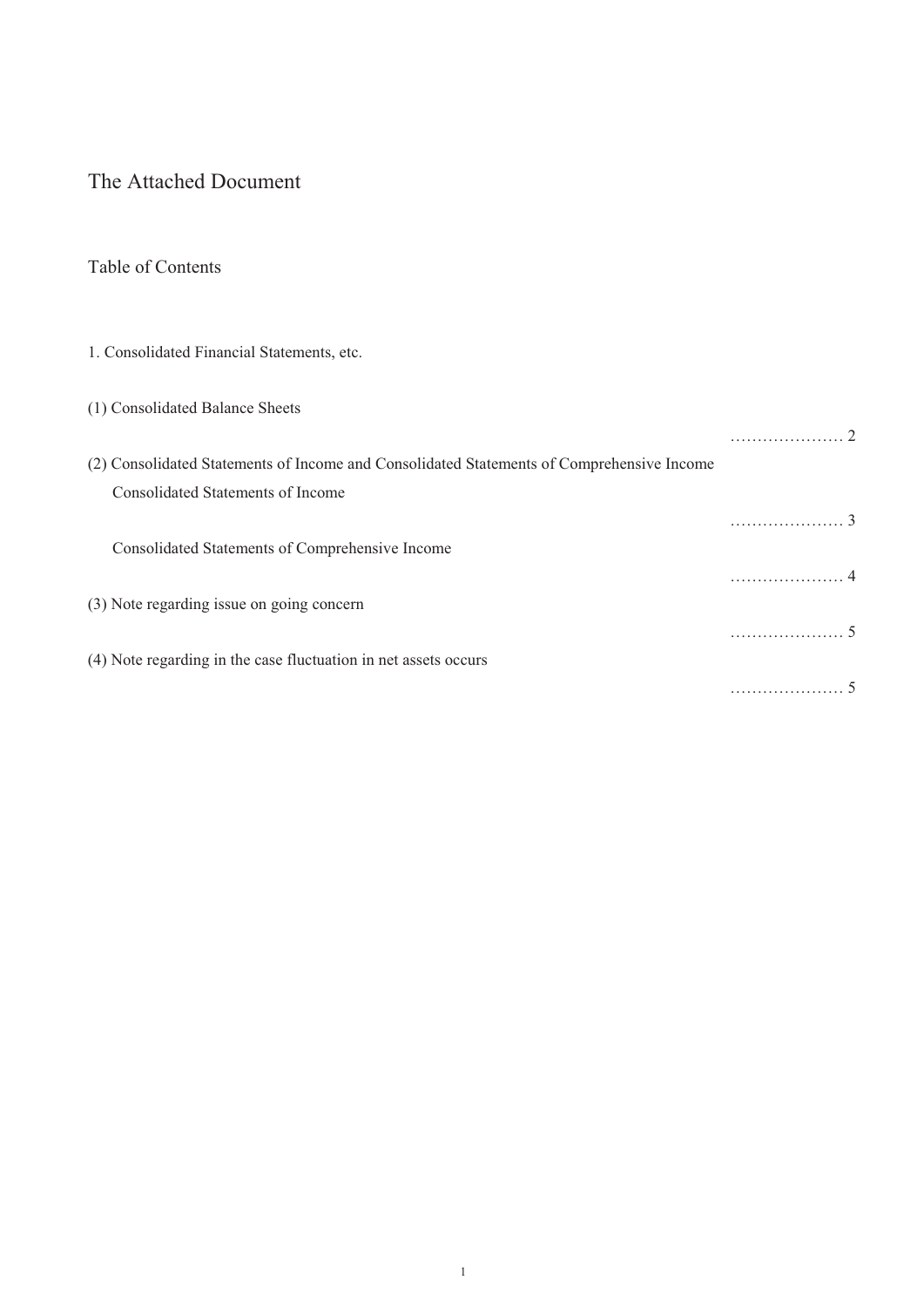# The Attached Document

## Table of Contents

1. Consolidated Financial Statements, etc.

(1) Consolidated Balance Sheets ………………… 2

(2) Consolidated Statements of Income and Consolidated Statements of Comprehensive Income

  Consolidated Statements of Income ………………… 3

  Consolidated Statements of Comprehensive Income ………………… 4

(3) Note regarding issue on going concern ………………… 5

(4) Note regarding in the case fluctuation in net assets occurs ………………… 5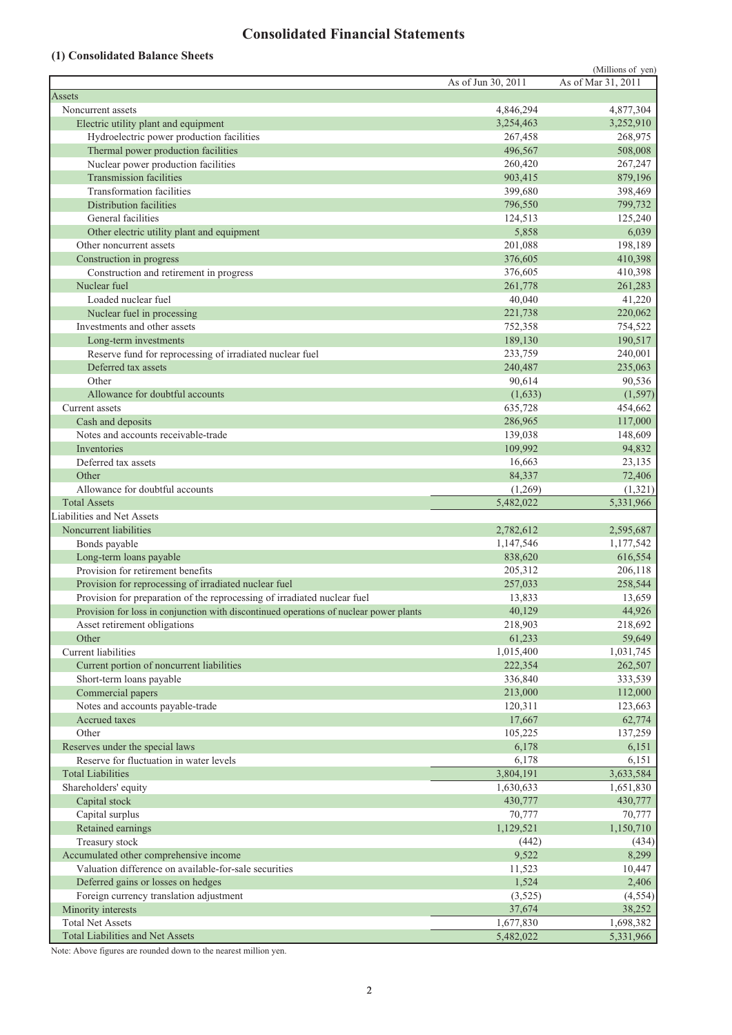# Consolidated Financial Statements

## (1) Consolidated Balance Sheets

(Millions of yen)

| | As of Jun 30, 2011 | As of Mar 31, 2011 |
|---|---|---|
| Assets | | |
| Noncurrent assets | 4,846,294 | 4,877,304 |
| Electric utility plant and equipment | 3,254,463 | 3,252,910 |
| Hydroelectric power production facilities | 267,458 | 268,975 |
| Thermal power production facilities | 496,567 | 508,008 |
| Nuclear power production facilities | 260,420 | 267,247 |
| Transmission facilities | 903,415 | 879,196 |
| Transformation facilities | 399,680 | 398,469 |
| Distribution facilities | 796,550 | 799,732 |
| General facilities | 124,513 | 125,240 |
| Other electric utility plant and equipment | 5,858 | 6,039 |
| Other noncurrent assets | 201,088 | 198,189 |
| Construction in progress | 376,605 | 410,398 |
| Construction and retirement in progress | 376,605 | 410,398 |
| Nuclear fuel | 261,778 | 261,283 |
| Loaded nuclear fuel | 40,040 | 41,220 |
| Nuclear fuel in processing | 221,738 | 220,062 |
| Investments and other assets | 752,358 | 754,522 |
| Long-term investments | 189,130 | 190,517 |
| Reserve fund for reprocessing of irradiated nuclear fuel | 233,759 | 240,001 |
| Deferred tax assets | 240,487 | 235,063 |
| Other | 90,614 | 90,536 |
| Allowance for doubtful accounts | (1,633) | (1,597) |
| Current assets | 635,728 | 454,662 |
| Cash and deposits | 286,965 | 117,000 |
| Notes and accounts receivable-trade | 139,038 | 148,609 |
| Inventories | 109,992 | 94,832 |
| Deferred tax assets | 16,663 | 23,135 |
| Other | 84,337 | 72,406 |
| Allowance for doubtful accounts | (1,269) | (1,321) |
| Total Assets | 5,482,022 | 5,331,966 |
| Liabilities and Net Assets | | |
| Noncurrent liabilities | 2,782,612 | 2,595,687 |
| Bonds payable | 1,147,546 | 1,177,542 |
| Long-term loans payable | 838,620 | 616,554 |
| Provision for retirement benefits | 205,312 | 206,118 |
| Provision for reprocessing of irradiated nuclear fuel | 257,033 | 258,544 |
| Provision for preparation of the reprocessing of irradiated nuclear fuel | 13,833 | 13,659 |
| Provision for loss in conjunction with discontinued operations of nuclear power plants | 40,129 | 44,926 |
| Asset retirement obligations | 218,903 | 218,692 |
| Other | 61,233 | 59,649 |
| Current liabilities | 1,015,400 | 1,031,745 |
| Current portion of noncurrent liabilities | 222,354 | 262,507 |
| Short-term loans payable | 336,840 | 333,539 |
| Commercial papers | 213,000 | 112,000 |
| Notes and accounts payable-trade | 120,311 | 123,663 |
| Accrued taxes | 17,667 | 62,774 |
| Other | 105,225 | 137,259 |
| Reserves under the special laws | 6,178 | 6,151 |
| Reserve for fluctuation in water levels | 6,178 | 6,151 |
| Total Liabilities | 3,804,191 | 3,633,584 |
| Shareholders' equity | 1,630,633 | 1,651,830 |
| Capital stock | 430,777 | 430,777 |
| Capital surplus | 70,777 | 70,777 |
| Retained earnings | 1,129,521 | 1,150,710 |
| Treasury stock | (442) | (434) |
| Accumulated other comprehensive income | 9,522 | 8,299 |
| Valuation difference on available-for-sale securities | 11,523 | 10,447 |
| Deferred gains or losses on hedges | 1,524 | 2,406 |
| Foreign currency translation adjustment | (3,525) | (4,554) |
| Minority interests | 37,674 | 38,252 |
| Total Net Assets | 1,677,830 | 1,698,382 |
| Total Liabilities and Net Assets | 5,482,022 | 5,331,966 |

Note: Above figures are rounded down to the nearest million yen.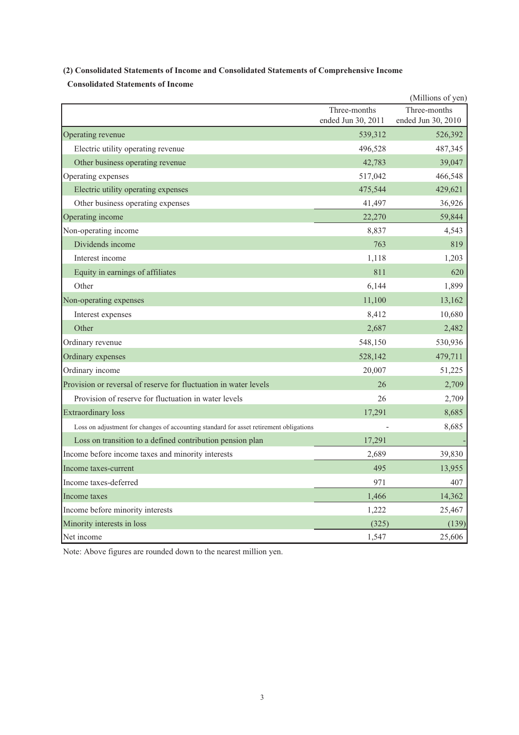**(2) Consolidated Statements of Income and Consolidated Statements of Comprehensive Income**

**Consolidated Statements of Income**

(Millions of yen)

| | Three-months ended Jun 30, 2011 | Three-months ended Jun 30, 2010 |
|---|---|---|
| Operating revenue | 539,312 | 526,392 |
| Electric utility operating revenue | 496,528 | 487,345 |
| Other business operating revenue | 42,783 | 39,047 |
| Operating expenses | 517,042 | 466,548 |
| Electric utility operating expenses | 475,544 | 429,621 |
| Other business operating expenses | 41,497 | 36,926 |
| Operating income | 22,270 | 59,844 |
| Non-operating income | 8,837 | 4,543 |
| Dividends income | 763 | 819 |
| Interest income | 1,118 | 1,203 |
| Equity in earnings of affiliates | 811 | 620 |
| Other | 6,144 | 1,899 |
| Non-operating expenses | 11,100 | 13,162 |
| Interest expenses | 8,412 | 10,680 |
| Other | 2,687 | 2,482 |
| Ordinary revenue | 548,150 | 530,936 |
| Ordinary expenses | 528,142 | 479,711 |
| Ordinary income | 20,007 | 51,225 |
| Provision or reversal of reserve for fluctuation in water levels | 26 | 2,709 |
| Provision of reserve for fluctuation in water levels | 26 | 2,709 |
| Extraordinary loss | 17,291 | 8,685 |
| Loss on adjustment for changes of accounting standard for asset retirement obligations | - | 8,685 |
| Loss on transition to a defined contribution pension plan | 17,291 | - |
| Income before income taxes and minority interests | 2,689 | 39,830 |
| Income taxes-current | 495 | 13,955 |
| Income taxes-deferred | 971 | 407 |
| Income taxes | 1,466 | 14,362 |
| Income before minority interests | 1,222 | 25,467 |
| Minority interests in loss | (325) | (139) |
| Net income | 1,547 | 25,606 |

Note: Above figures are rounded down to the nearest million yen.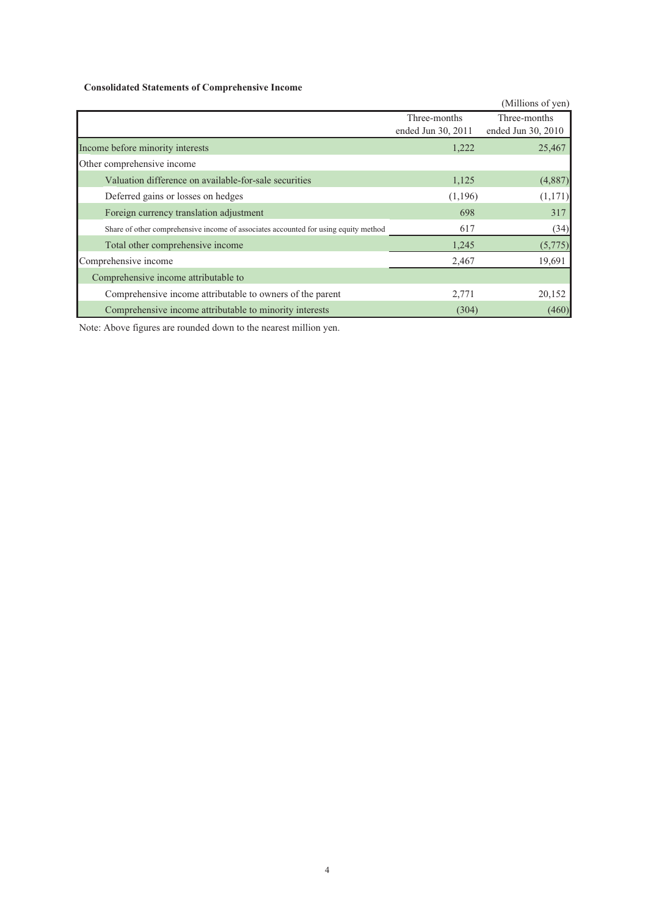**Consolidated Statements of Comprehensive Income**

(Millions of yen)

| | Three-months ended Jun 30, 2011 | Three-months ended Jun 30, 2010 |
|---|---|---|
| Income before minority interests | 1,222 | 25,467 |
| Other comprehensive income | | |
| Valuation difference on available-for-sale securities | 1,125 | (4,887) |
| Deferred gains or losses on hedges | (1,196) | (1,171) |
| Foreign currency translation adjustment | 698 | 317 |
| Share of other comprehensive income of associates accounted for using equity method | 617 | (34) |
| Total other comprehensive income | 1,245 | (5,775) |
| Comprehensive income | 2,467 | 19,691 |
| Comprehensive income attributable to | | |
| Comprehensive income attributable to owners of the parent | 2,771 | 20,152 |
| Comprehensive income attributable to minority interests | (304) | (460) |

Note: Above figures are rounded down to the nearest million yen.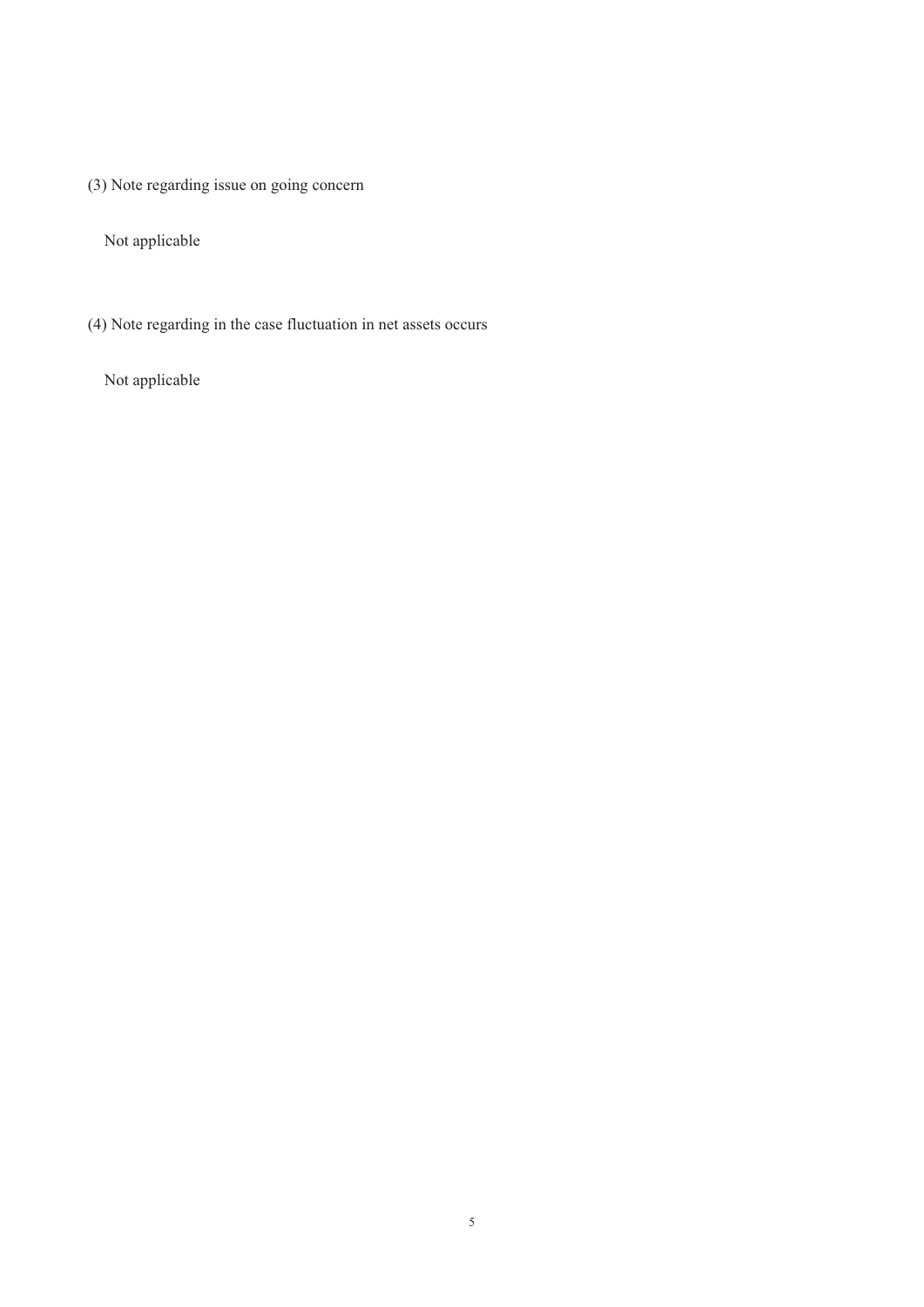(3) Note regarding issue on going concern

Not applicable

(4) Note regarding in the case fluctuation in net assets occurs

Not applicable